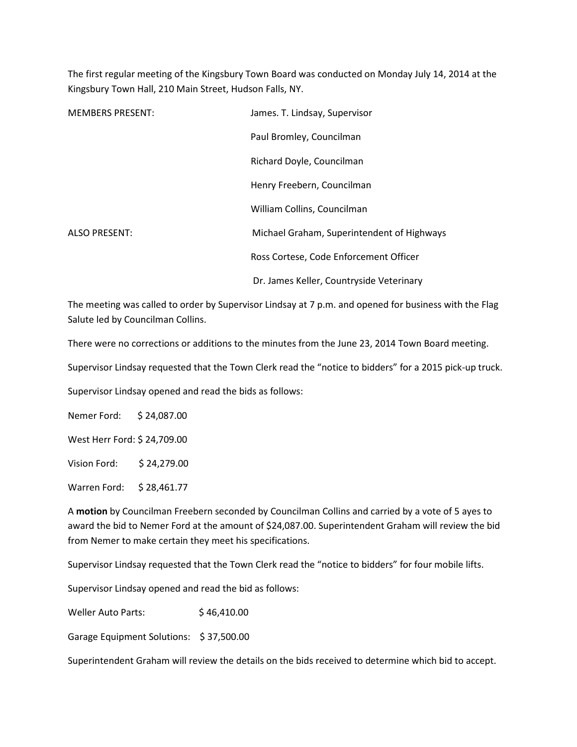The first regular meeting of the Kingsbury Town Board was conducted on Monday July 14, 2014 at the Kingsbury Town Hall, 210 Main Street, Hudson Falls, NY.

| | |
|---|---|
| MEMBERS PRESENT: | James. T. Lindsay, Supervisor |
| | Paul Bromley, Councilman |
| | Richard Doyle, Councilman |
| | Henry Freebern, Councilman |
| | William Collins, Councilman |
| ALSO PRESENT: | Michael Graham, Superintendent of Highways |
| | Ross Cortese, Code Enforcement Officer |
| | Dr. James Keller, Countryside Veterinary |

The meeting was called to order by Supervisor Lindsay at 7 p.m. and opened for business with the Flag Salute led by Councilman Collins.

There were no corrections or additions to the minutes from the June 23, 2014 Town Board meeting.

Supervisor Lindsay requested that the Town Clerk read the "notice to bidders" for a 2015 pick-up truck.

Supervisor Lindsay opened and read the bids as follows:

Nemer Ford: $ 24,087.00

West Herr Ford: $ 24,709.00

Vision Ford: $ 24,279.00

Warren Ford: $ 28,461.77

A **motion** by Councilman Freebern seconded by Councilman Collins and carried by a vote of 5 ayes to award the bid to Nemer Ford at the amount of $24,087.00. Superintendent Graham will review the bid from Nemer to make certain they meet his specifications.

Supervisor Lindsay requested that the Town Clerk read the "notice to bidders" for four mobile lifts.

Supervisor Lindsay opened and read the bid as follows:

Weller Auto Parts: $ 46,410.00

Garage Equipment Solutions: $ 37,500.00

Superintendent Graham will review the details on the bids received to determine which bid to accept.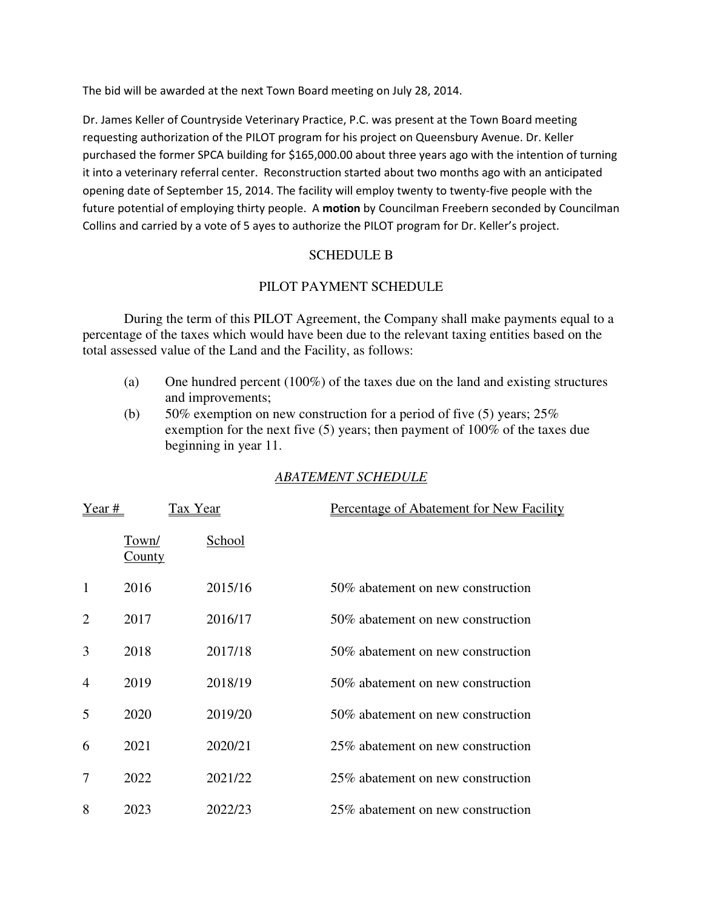The bid will be awarded at the next Town Board meeting on July 28, 2014.

Dr. James Keller of Countryside Veterinary Practice, P.C. was present at the Town Board meeting requesting authorization of the PILOT program for his project on Queensbury Avenue. Dr. Keller purchased the former SPCA building for $165,000.00 about three years ago with the intention of turning it into a veterinary referral center. Reconstruction started about two months ago with an anticipated opening date of September 15, 2014. The facility will employ twenty to twenty-five people with the future potential of employing thirty people. A **motion** by Councilman Freebern seconded by Councilman Collins and carried by a vote of 5 ayes to authorize the PILOT program for Dr. Keller's project.

## SCHEDULE B

## PILOT PAYMENT SCHEDULE

During the term of this PILOT Agreement, the Company shall make payments equal to a percentage of the taxes which would have been due to the relevant taxing entities based on the total assessed value of the Land and the Facility, as follows:

(a) One hundred percent (100%) of the taxes due on the land and existing structures and improvements;

(b) 50% exemption on new construction for a period of five (5) years; 25% exemption for the next five (5) years; then payment of 100% of the taxes due beginning in year 11.

### *ABATEMENT SCHEDULE*

| Year # | Tax Year | | Percentage of Abatement for New Facility |
|---|---|---|---|
| | Town/ County | School | |
| 1 | 2016 | 2015/16 | 50% abatement on new construction |
| 2 | 2017 | 2016/17 | 50% abatement on new construction |
| 3 | 2018 | 2017/18 | 50% abatement on new construction |
| 4 | 2019 | 2018/19 | 50% abatement on new construction |
| 5 | 2020 | 2019/20 | 50% abatement on new construction |
| 6 | 2021 | 2020/21 | 25% abatement on new construction |
| 7 | 2022 | 2021/22 | 25% abatement on new construction |
| 8 | 2023 | 2022/23 | 25% abatement on new construction |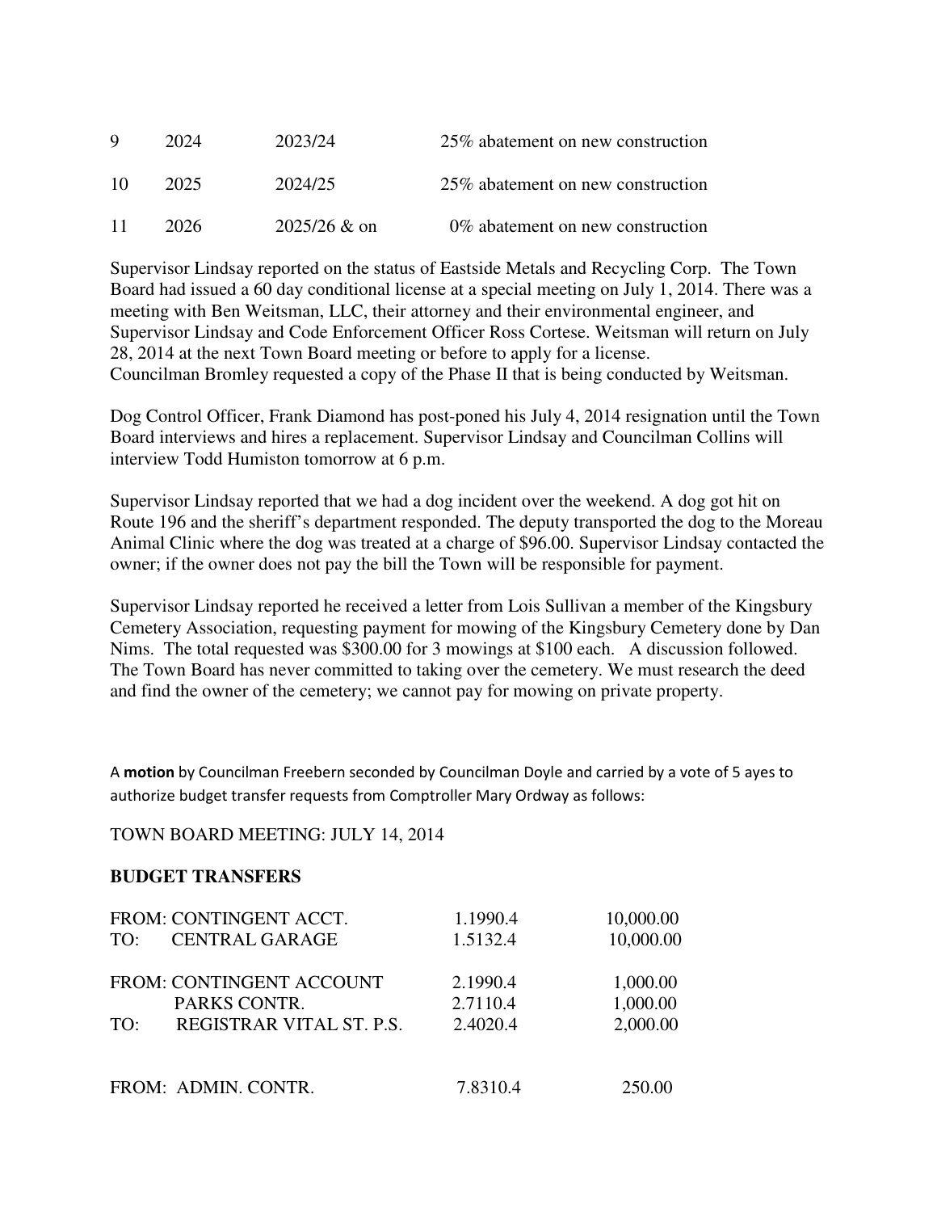| 9 | 2024 | 2023/24 | 25% abatement on new construction |
|---|---|---|---|
| 10 | 2025 | 2024/25 | 25% abatement on new construction |
| 11 | 2026 | 2025/26 & on | 0% abatement on new construction |

Supervisor Lindsay reported on the status of Eastside Metals and Recycling Corp. The Town Board had issued a 60 day conditional license at a special meeting on July 1, 2014. There was a meeting with Ben Weitsman, LLC, their attorney and their environmental engineer, and Supervisor Lindsay and Code Enforcement Officer Ross Cortese. Weitsman will return on July 28, 2014 at the next Town Board meeting or before to apply for a license.
Councilman Bromley requested a copy of the Phase II that is being conducted by Weitsman.

Dog Control Officer, Frank Diamond has post-poned his July 4, 2014 resignation until the Town Board interviews and hires a replacement. Supervisor Lindsay and Councilman Collins will interview Todd Humiston tomorrow at 6 p.m.

Supervisor Lindsay reported that we had a dog incident over the weekend. A dog got hit on Route 196 and the sheriff's department responded. The deputy transported the dog to the Moreau Animal Clinic where the dog was treated at a charge of $96.00. Supervisor Lindsay contacted the owner; if the owner does not pay the bill the Town will be responsible for payment.

Supervisor Lindsay reported he received a letter from Lois Sullivan a member of the Kingsbury Cemetery Association, requesting payment for mowing of the Kingsbury Cemetery done by Dan Nims. The total requested was $300.00 for 3 mowings at $100 each. A discussion followed. The Town Board has never committed to taking over the cemetery. We must research the deed and find the owner of the cemetery; we cannot pay for mowing on private property.

A **motion** by Councilman Freebern seconded by Councilman Doyle and carried by a vote of 5 ayes to authorize budget transfer requests from Comptroller Mary Ordway as follows:

TOWN BOARD MEETING: JULY 14, 2014

**BUDGET TRANSFERS**

| | | | |
|---|---|---|---|
| FROM: | CONTINGENT ACCT. | 1.1990.4 | 10,000.00 |
| TO: | CENTRAL GARAGE | 1.5132.4 | 10,000.00 |
| | | | |
| FROM: | CONTINGENT ACCOUNT | 2.1990.4 | 1,000.00 |
| | PARKS CONTR. | 2.7110.4 | 1,000.00 |
| TO: | REGISTRAR VITAL ST. P.S. | 2.4020.4 | 2,000.00 |
| | | | |
| FROM: | ADMIN. CONTR. | 7.8310.4 | 250.00 |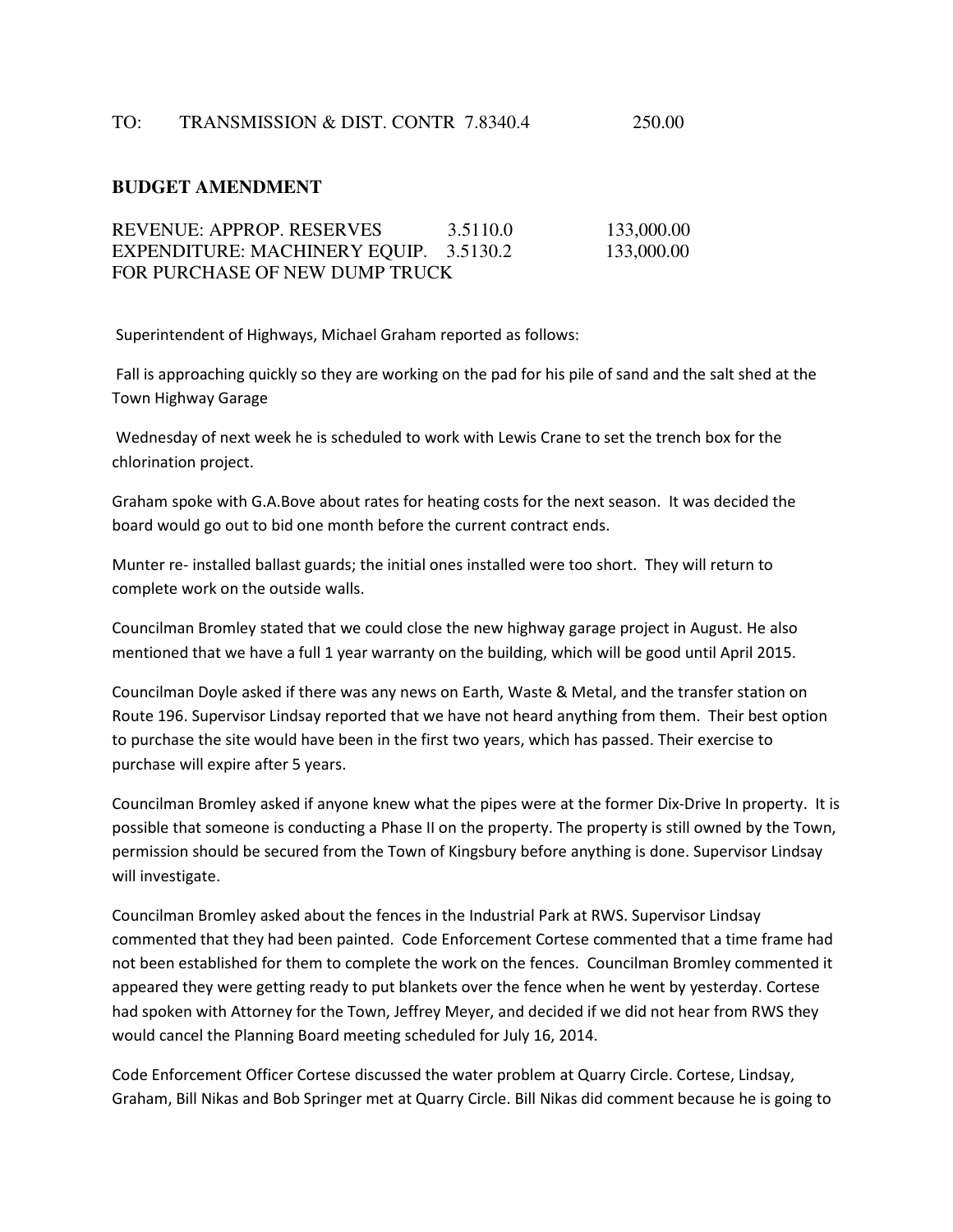TO: TRANSMISSION & DIST. CONTR 7.8340.4 250.00

**BUDGET AMENDMENT**

| | | |
|---|---|---|
| REVENUE: APPROP. RESERVES | 3.5110.0 | 133,000.00 |
| EXPENDITURE: MACHINERY EQUIP. | 3.5130.2 | 133,000.00 |
| FOR PURCHASE OF NEW DUMP TRUCK | | |

Superintendent of Highways, Michael Graham reported as follows:

Fall is approaching quickly so they are working on the pad for his pile of sand and the salt shed at the Town Highway Garage

Wednesday of next week he is scheduled to work with Lewis Crane to set the trench box for the chlorination project.

Graham spoke with G.A.Bove about rates for heating costs for the next season. It was decided the board would go out to bid one month before the current contract ends.

Munter re- installed ballast guards; the initial ones installed were too short. They will return to complete work on the outside walls.

Councilman Bromley stated that we could close the new highway garage project in August. He also mentioned that we have a full 1 year warranty on the building, which will be good until April 2015.

Councilman Doyle asked if there was any news on Earth, Waste & Metal, and the transfer station on Route 196. Supervisor Lindsay reported that we have not heard anything from them. Their best option to purchase the site would have been in the first two years, which has passed. Their exercise to purchase will expire after 5 years.

Councilman Bromley asked if anyone knew what the pipes were at the former Dix-Drive In property. It is possible that someone is conducting a Phase II on the property. The property is still owned by the Town, permission should be secured from the Town of Kingsbury before anything is done. Supervisor Lindsay will investigate.

Councilman Bromley asked about the fences in the Industrial Park at RWS. Supervisor Lindsay commented that they had been painted. Code Enforcement Cortese commented that a time frame had not been established for them to complete the work on the fences. Councilman Bromley commented it appeared they were getting ready to put blankets over the fence when he went by yesterday. Cortese had spoken with Attorney for the Town, Jeffrey Meyer, and decided if we did not hear from RWS they would cancel the Planning Board meeting scheduled for July 16, 2014.

Code Enforcement Officer Cortese discussed the water problem at Quarry Circle. Cortese, Lindsay, Graham, Bill Nikas and Bob Springer met at Quarry Circle. Bill Nikas did comment because he is going to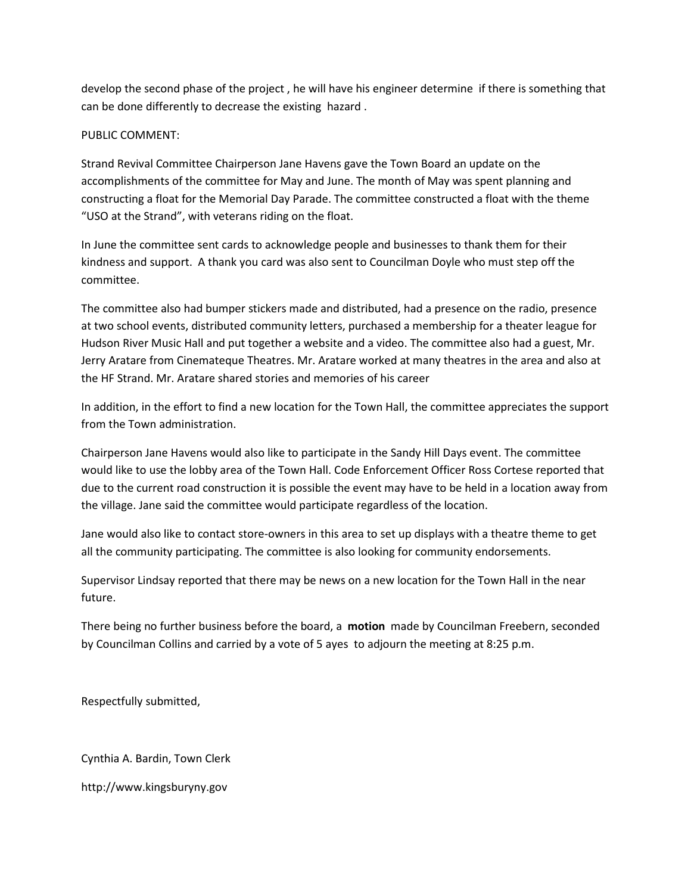develop the second phase of the project , he will have his engineer determine if there is something that can be done differently to decrease the existing hazard .

PUBLIC COMMENT:

Strand Revival Committee Chairperson Jane Havens gave the Town Board an update on the accomplishments of the committee for May and June. The month of May was spent planning and constructing a float for the Memorial Day Parade. The committee constructed a float with the theme "USO at the Strand", with veterans riding on the float.

In June the committee sent cards to acknowledge people and businesses to thank them for their kindness and support. A thank you card was also sent to Councilman Doyle who must step off the committee.

The committee also had bumper stickers made and distributed, had a presence on the radio, presence at two school events, distributed community letters, purchased a membership for a theater league for Hudson River Music Hall and put together a website and a video. The committee also had a guest, Mr. Jerry Aratare from Cinemateque Theatres. Mr. Aratare worked at many theatres in the area and also at the HF Strand. Mr. Aratare shared stories and memories of his career

In addition, in the effort to find a new location for the Town Hall, the committee appreciates the support from the Town administration.

Chairperson Jane Havens would also like to participate in the Sandy Hill Days event. The committee would like to use the lobby area of the Town Hall. Code Enforcement Officer Ross Cortese reported that due to the current road construction it is possible the event may have to be held in a location away from the village. Jane said the committee would participate regardless of the location.

Jane would also like to contact store-owners in this area to set up displays with a theatre theme to get all the community participating. The committee is also looking for community endorsements.

Supervisor Lindsay reported that there may be news on a new location for the Town Hall in the near future.

There being no further business before the board, a **motion** made by Councilman Freebern, seconded by Councilman Collins and carried by a vote of 5 ayes to adjourn the meeting at 8:25 p.m.

Respectfully submitted,

Cynthia A. Bardin, Town Clerk

http://www.kingsburyny.gov